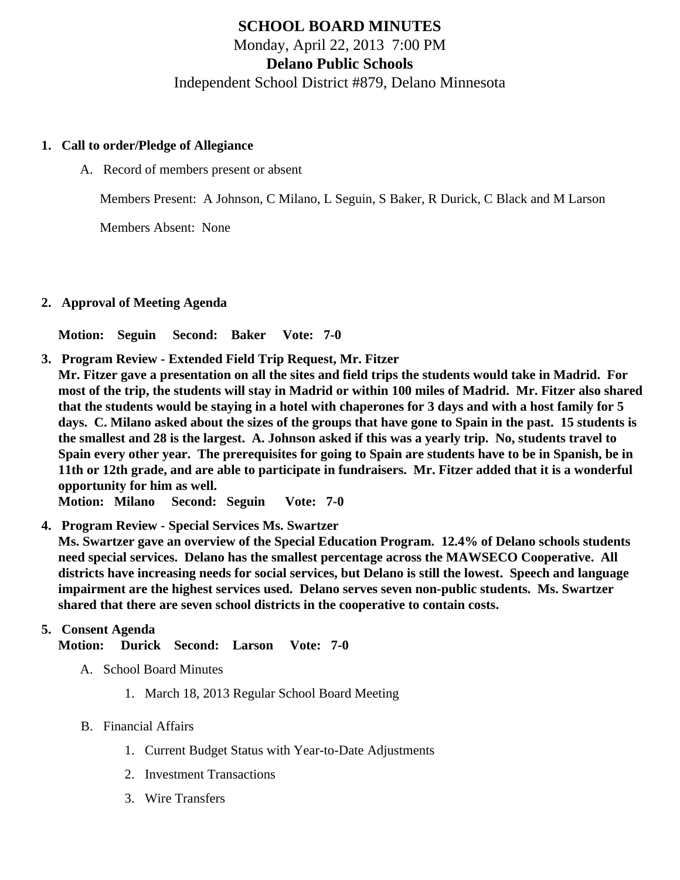# SCHOOL BOARD MINUTES

Monday, April 22, 2013 7:00 PM

**Delano Public Schools**

Independent School District #879, Delano Minnesota

1. **Call to order/Pledge of Allegiance**

   A. Record of members present or absent

   Members Present: A Johnson, C Milano, L Seguin, S Baker, R Durick, C Black and M Larson

   Members Absent: None

2. **Approval of Meeting Agenda**

   **Motion: Seguin Second: Baker Vote: 7-0**

3. **Program Review - Extended Field Trip Request, Mr. Fitzer**
   **Mr. Fitzer gave a presentation on all the sites and field trips the students would take in Madrid. For most of the trip, the students will stay in Madrid or within 100 miles of Madrid. Mr. Fitzer also shared that the students would be staying in a hotel with chaperones for 3 days and with a host family for 5 days. C. Milano asked about the sizes of the groups that have gone to Spain in the past. 15 students is the smallest and 28 is the largest. A. Johnson asked if this was a yearly trip. No, students travel to Spain every other year. The prerequisites for going to Spain are students have to be in Spanish, be in 11th or 12th grade, and are able to participate in fundraisers. Mr. Fitzer added that it is a wonderful opportunity for him as well.**
   **Motion: Milano Second: Seguin Vote: 7-0**

4. **Program Review - Special Services Ms. Swartzer**
   **Ms. Swartzer gave an overview of the Special Education Program. 12.4% of Delano schools students need special services. Delano has the smallest percentage across the MAWSECO Cooperative. All districts have increasing needs for social services, but Delano is still the lowest. Speech and language impairment are the highest services used. Delano serves seven non-public students. Ms. Swartzer shared that there are seven school districts in the cooperative to contain costs.**

5. **Consent Agenda**
   **Motion: Durick Second: Larson Vote: 7-0**

   A. School Board Minutes

      1. March 18, 2013 Regular School Board Meeting

   B. Financial Affairs

      1. Current Budget Status with Year-to-Date Adjustments

      2. Investment Transactions

      3. Wire Transfers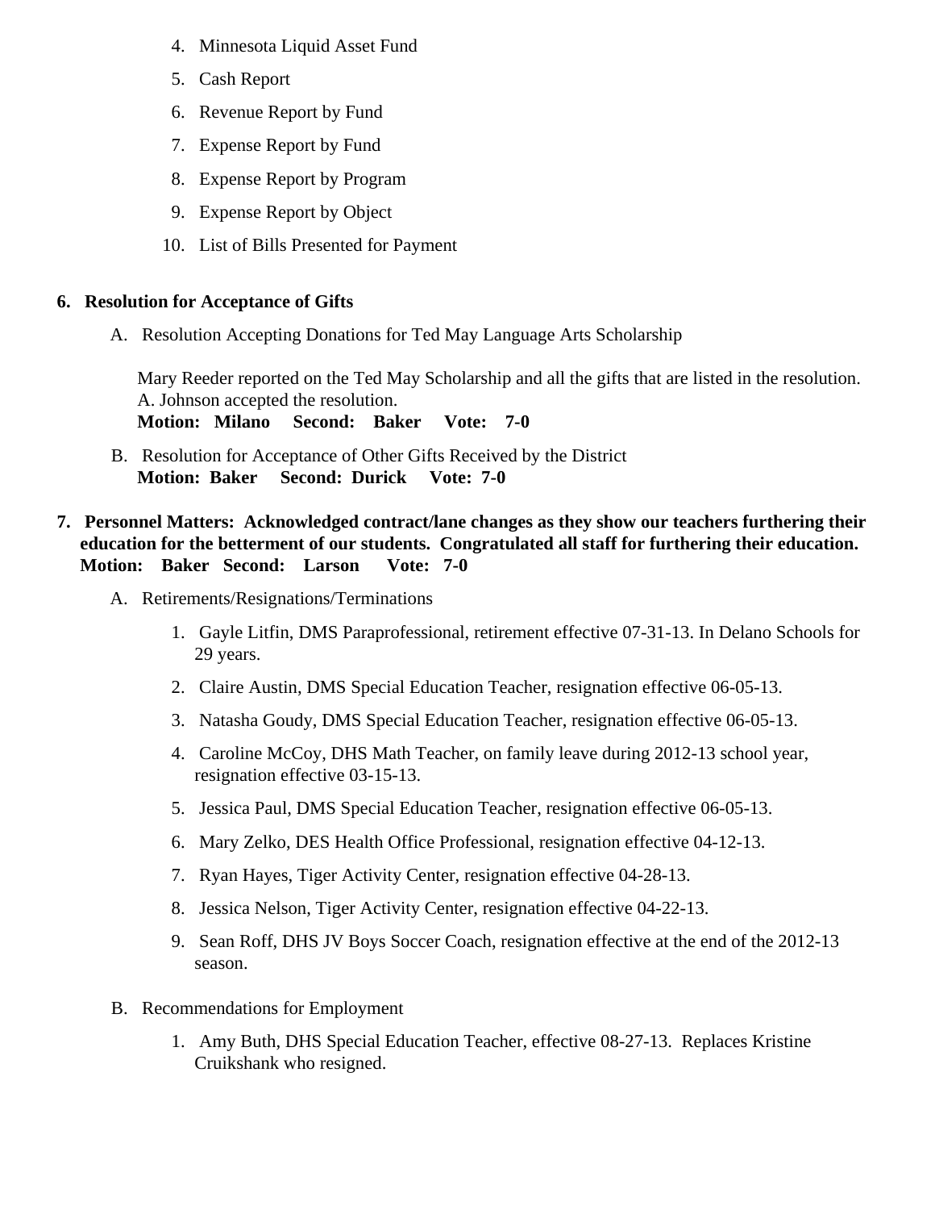4. Minnesota Liquid Asset Fund
5. Cash Report
6. Revenue Report by Fund
7. Expense Report by Fund
8. Expense Report by Program
9. Expense Report by Object
10. List of Bills Presented for Payment

**6. Resolution for Acceptance of Gifts**

A. Resolution Accepting Donations for Ted May Language Arts Scholarship

Mary Reeder reported on the Ted May Scholarship and all the gifts that are listed in the resolution. A. Johnson accepted the resolution.
**Motion: Milano Second: Baker Vote: 7-0**

B. Resolution for Acceptance of Other Gifts Received by the District
**Motion: Baker Second: Durick Vote: 7-0**

**7. Personnel Matters: Acknowledged contract/lane changes as they show our teachers furthering their education for the betterment of our students. Congratulated all staff for furthering their education.**
**Motion: Baker Second: Larson Vote: 7-0**

A. Retirements/Resignations/Terminations

1. Gayle Litfin, DMS Paraprofessional, retirement effective 07-31-13. In Delano Schools for 29 years.
2. Claire Austin, DMS Special Education Teacher, resignation effective 06-05-13.
3. Natasha Goudy, DMS Special Education Teacher, resignation effective 06-05-13.
4. Caroline McCoy, DHS Math Teacher, on family leave during 2012-13 school year, resignation effective 03-15-13.
5. Jessica Paul, DMS Special Education Teacher, resignation effective 06-05-13.
6. Mary Zelko, DES Health Office Professional, resignation effective 04-12-13.
7. Ryan Hayes, Tiger Activity Center, resignation effective 04-28-13.
8. Jessica Nelson, Tiger Activity Center, resignation effective 04-22-13.
9. Sean Roff, DHS JV Boys Soccer Coach, resignation effective at the end of the 2012-13 season.

B. Recommendations for Employment

1. Amy Buth, DHS Special Education Teacher, effective 08-27-13. Replaces Kristine Cruikshank who resigned.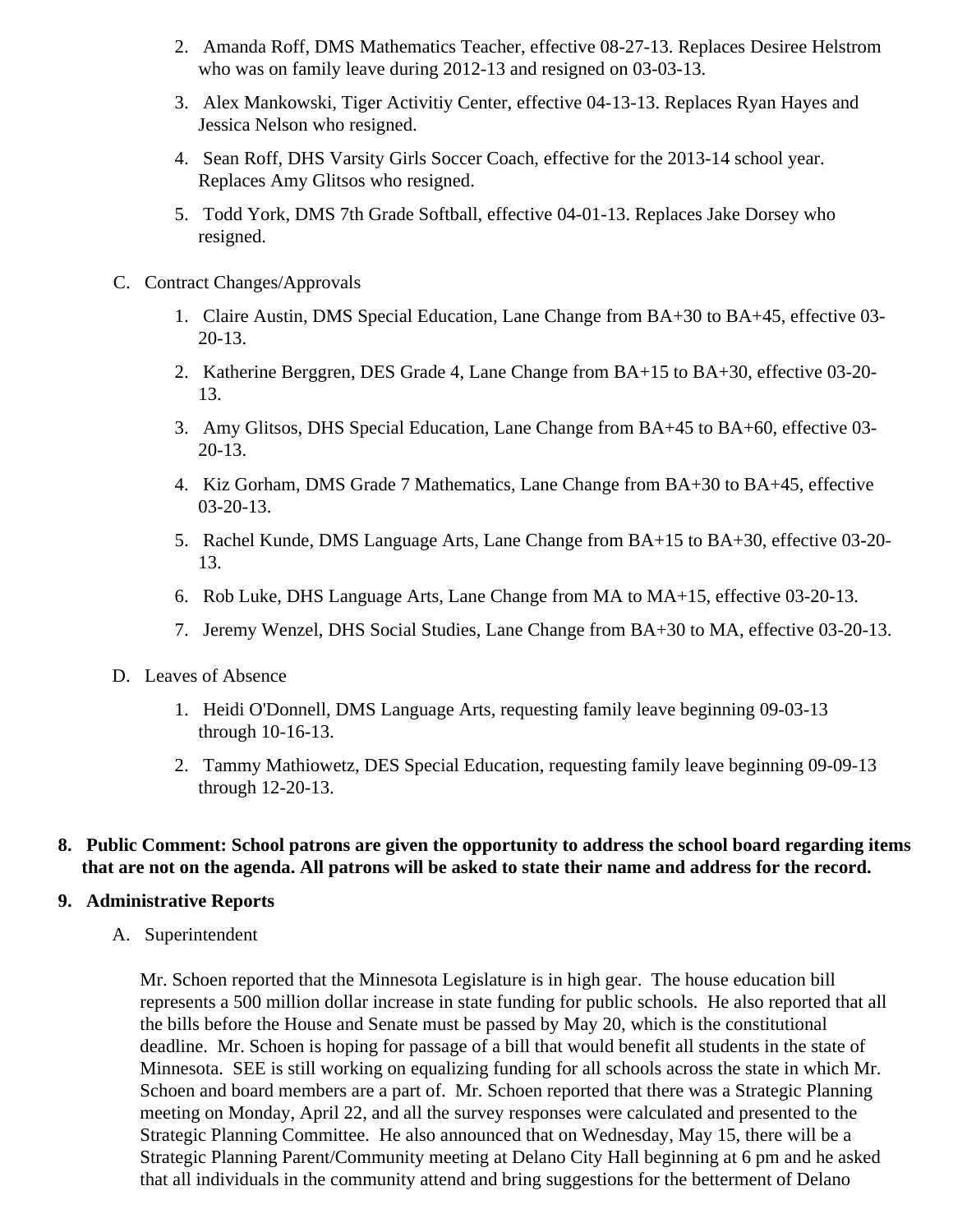2. Amanda Roff, DMS Mathematics Teacher, effective 08-27-13. Replaces Desiree Helstrom who was on family leave during 2012-13 and resigned on 03-03-13.
3. Alex Mankowski, Tiger Activitiy Center, effective 04-13-13. Replaces Ryan Hayes and Jessica Nelson who resigned.
4. Sean Roff, DHS Varsity Girls Soccer Coach, effective for the 2013-14 school year. Replaces Amy Glitsos who resigned.
5. Todd York, DMS 7th Grade Softball, effective 04-01-13. Replaces Jake Dorsey who resigned.

C. Contract Changes/Approvals

1. Claire Austin, DMS Special Education, Lane Change from BA+30 to BA+45, effective 03-20-13.
2. Katherine Berggren, DES Grade 4, Lane Change from BA+15 to BA+30, effective 03-20-13.
3. Amy Glitsos, DHS Special Education, Lane Change from BA+45 to BA+60, effective 03-20-13.
4. Kiz Gorham, DMS Grade 7 Mathematics, Lane Change from BA+30 to BA+45, effective 03-20-13.
5. Rachel Kunde, DMS Language Arts, Lane Change from BA+15 to BA+30, effective 03-20-13.
6. Rob Luke, DHS Language Arts, Lane Change from MA to MA+15, effective 03-20-13.
7. Jeremy Wenzel, DHS Social Studies, Lane Change from BA+30 to MA, effective 03-20-13.

D. Leaves of Absence

1. Heidi O'Donnell, DMS Language Arts, requesting family leave beginning 09-03-13 through 10-16-13.
2. Tammy Mathiowetz, DES Special Education, requesting family leave beginning 09-09-13 through 12-20-13.

**8. Public Comment: School patrons are given the opportunity to address the school board regarding items that are not on the agenda. All patrons will be asked to state their name and address for the record.**

**9. Administrative Reports**

A. Superintendent

Mr. Schoen reported that the Minnesota Legislature is in high gear. The house education bill represents a 500 million dollar increase in state funding for public schools. He also reported that all the bills before the House and Senate must be passed by May 20, which is the constitutional deadline. Mr. Schoen is hoping for passage of a bill that would benefit all students in the state of Minnesota. SEE is still working on equalizing funding for all schools across the state in which Mr. Schoen and board members are a part of. Mr. Schoen reported that there was a Strategic Planning meeting on Monday, April 22, and all the survey responses were calculated and presented to the Strategic Planning Committee. He also announced that on Wednesday, May 15, there will be a Strategic Planning Parent/Community meeting at Delano City Hall beginning at 6 pm and he asked that all individuals in the community attend and bring suggestions for the betterment of Delano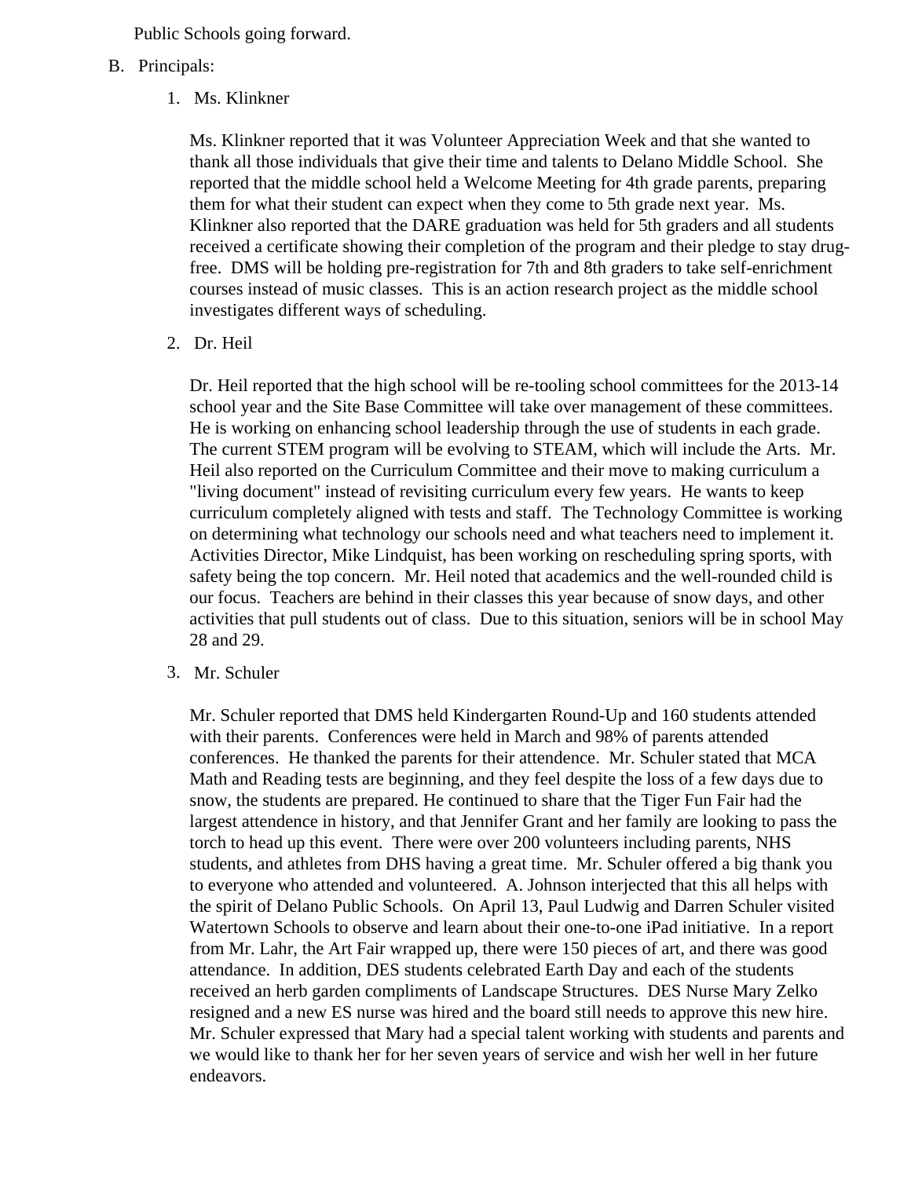Public Schools going forward.

B. Principals:

1. Ms. Klinkner

   Ms. Klinkner reported that it was Volunteer Appreciation Week and that she wanted to thank all those individuals that give their time and talents to Delano Middle School. She reported that the middle school held a Welcome Meeting for 4th grade parents, preparing them for what their student can expect when they come to 5th grade next year. Ms. Klinkner also reported that the DARE graduation was held for 5th graders and all students received a certificate showing their completion of the program and their pledge to stay drug-free. DMS will be holding pre-registration for 7th and 8th graders to take self-enrichment courses instead of music classes. This is an action research project as the middle school investigates different ways of scheduling.

2. Dr. Heil

   Dr. Heil reported that the high school will be re-tooling school committees for the 2013-14 school year and the Site Base Committee will take over management of these committees. He is working on enhancing school leadership through the use of students in each grade. The current STEM program will be evolving to STEAM, which will include the Arts. Mr. Heil also reported on the Curriculum Committee and their move to making curriculum a "living document" instead of revisiting curriculum every few years. He wants to keep curriculum completely aligned with tests and staff. The Technology Committee is working on determining what technology our schools need and what teachers need to implement it. Activities Director, Mike Lindquist, has been working on rescheduling spring sports, with safety being the top concern. Mr. Heil noted that academics and the well-rounded child is our focus. Teachers are behind in their classes this year because of snow days, and other activities that pull students out of class. Due to this situation, seniors will be in school May 28 and 29.

3. Mr. Schuler

   Mr. Schuler reported that DMS held Kindergarten Round-Up and 160 students attended with their parents. Conferences were held in March and 98% of parents attended conferences. He thanked the parents for their attendence. Mr. Schuler stated that MCA Math and Reading tests are beginning, and they feel despite the loss of a few days due to snow, the students are prepared. He continued to share that the Tiger Fun Fair had the largest attendence in history, and that Jennifer Grant and her family are looking to pass the torch to head up this event. There were over 200 volunteers including parents, NHS students, and athletes from DHS having a great time. Mr. Schuler offered a big thank you to everyone who attended and volunteered. A. Johnson interjected that this all helps with the spirit of Delano Public Schools. On April 13, Paul Ludwig and Darren Schuler visited Watertown Schools to observe and learn about their one-to-one iPad initiative. In a report from Mr. Lahr, the Art Fair wrapped up, there were 150 pieces of art, and there was good attendance. In addition, DES students celebrated Earth Day and each of the students received an herb garden compliments of Landscape Structures. DES Nurse Mary Zelko resigned and a new ES nurse was hired and the board still needs to approve this new hire. Mr. Schuler expressed that Mary had a special talent working with students and parents and we would like to thank her for her seven years of service and wish her well in her future endeavors.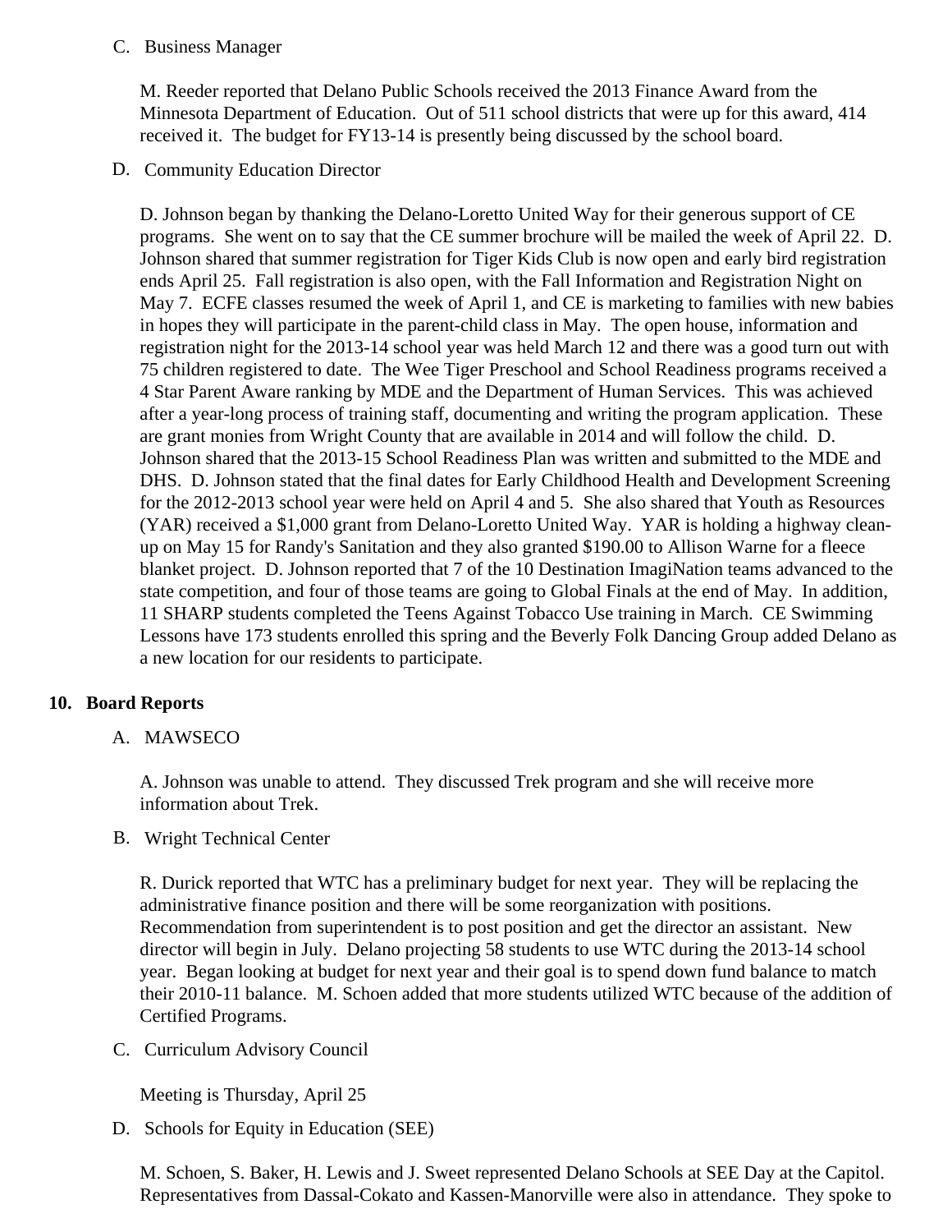C. Business Manager

M. Reeder reported that Delano Public Schools received the 2013 Finance Award from the Minnesota Department of Education. Out of 511 school districts that were up for this award, 414 received it. The budget for FY13-14 is presently being discussed by the school board.

D. Community Education Director

D. Johnson began by thanking the Delano-Loretto United Way for their generous support of CE programs. She went on to say that the CE summer brochure will be mailed the week of April 22. D. Johnson shared that summer registration for Tiger Kids Club is now open and early bird registration ends April 25. Fall registration is also open, with the Fall Information and Registration Night on May 7. ECFE classes resumed the week of April 1, and CE is marketing to families with new babies in hopes they will participate in the parent-child class in May. The open house, information and registration night for the 2013-14 school year was held March 12 and there was a good turn out with 75 children registered to date. The Wee Tiger Preschool and School Readiness programs received a 4 Star Parent Aware ranking by MDE and the Department of Human Services. This was achieved after a year-long process of training staff, documenting and writing the program application. These are grant monies from Wright County that are available in 2014 and will follow the child. D. Johnson shared that the 2013-15 School Readiness Plan was written and submitted to the MDE and DHS. D. Johnson stated that the final dates for Early Childhood Health and Development Screening for the 2012-2013 school year were held on April 4 and 5. She also shared that Youth as Resources (YAR) received a $1,000 grant from Delano-Loretto United Way. YAR is holding a highway clean-up on May 15 for Randy's Sanitation and they also granted $190.00 to Allison Warne for a fleece blanket project. D. Johnson reported that 7 of the 10 Destination ImagiNation teams advanced to the state competition, and four of those teams are going to Global Finals at the end of May. In addition, 11 SHARP students completed the Teens Against Tobacco Use training in March. CE Swimming Lessons have 173 students enrolled this spring and the Beverly Folk Dancing Group added Delano as a new location for our residents to participate.

## 10. Board Reports

A. MAWSECO

A. Johnson was unable to attend. They discussed Trek program and she will receive more information about Trek.

B. Wright Technical Center

R. Durick reported that WTC has a preliminary budget for next year. They will be replacing the administrative finance position and there will be some reorganization with positions. Recommendation from superintendent is to post position and get the director an assistant. New director will begin in July. Delano projecting 58 students to use WTC during the 2013-14 school year. Began looking at budget for next year and their goal is to spend down fund balance to match their 2010-11 balance. M. Schoen added that more students utilized WTC because of the addition of Certified Programs.

C. Curriculum Advisory Council

Meeting is Thursday, April 25

D. Schools for Equity in Education (SEE)

M. Schoen, S. Baker, H. Lewis and J. Sweet represented Delano Schools at SEE Day at the Capitol. Representatives from Dassal-Cokato and Kassen-Manorville were also in attendance. They spoke to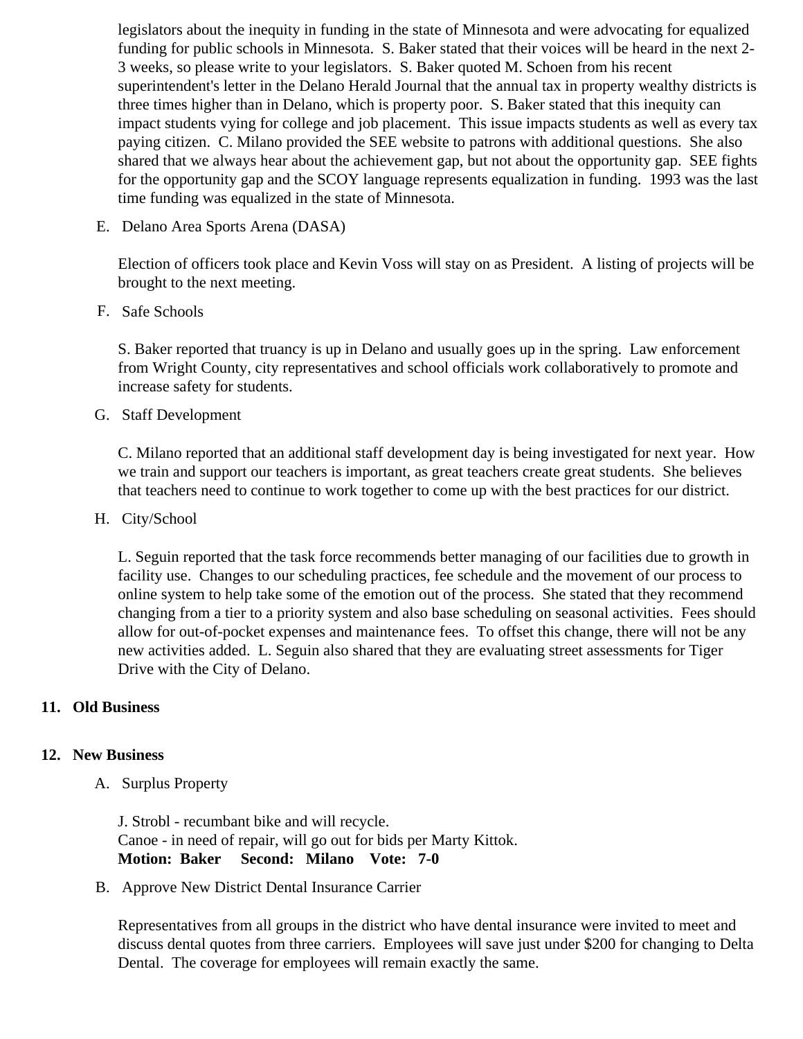legislators about the inequity in funding in the state of Minnesota and were advocating for equalized funding for public schools in Minnesota. S. Baker stated that their voices will be heard in the next 2-3 weeks, so please write to your legislators. S. Baker quoted M. Schoen from his recent superintendent's letter in the Delano Herald Journal that the annual tax in property wealthy districts is three times higher than in Delano, which is property poor. S. Baker stated that this inequity can impact students vying for college and job placement. This issue impacts students as well as every tax paying citizen. C. Milano provided the SEE website to patrons with additional questions. She also shared that we always hear about the achievement gap, but not about the opportunity gap. SEE fights for the opportunity gap and the SCOY language represents equalization in funding. 1993 was the last time funding was equalized in the state of Minnesota.

E. Delano Area Sports Arena (DASA)

Election of officers took place and Kevin Voss will stay on as President. A listing of projects will be brought to the next meeting.

F. Safe Schools

S. Baker reported that truancy is up in Delano and usually goes up in the spring. Law enforcement from Wright County, city representatives and school officials work collaboratively to promote and increase safety for students.

G. Staff Development

C. Milano reported that an additional staff development day is being investigated for next year. How we train and support our teachers is important, as great teachers create great students. She believes that teachers need to continue to work together to come up with the best practices for our district.

H. City/School

L. Seguin reported that the task force recommends better managing of our facilities due to growth in facility use. Changes to our scheduling practices, fee schedule and the movement of our process to online system to help take some of the emotion out of the process. She stated that they recommend changing from a tier to a priority system and also base scheduling on seasonal activities. Fees should allow for out-of-pocket expenses and maintenance fees. To offset this change, there will not be any new activities added. L. Seguin also shared that they are evaluating street assessments for Tiger Drive with the City of Delano.

**11. Old Business**

**12. New Business**

A. Surplus Property

J. Strobl - recumbant bike and will recycle.
Canoe - in need of repair, will go out for bids per Marty Kittok.
**Motion: Baker Second: Milano Vote: 7-0**

B. Approve New District Dental Insurance Carrier

Representatives from all groups in the district who have dental insurance were invited to meet and discuss dental quotes from three carriers. Employees will save just under $200 for changing to Delta Dental. The coverage for employees will remain exactly the same.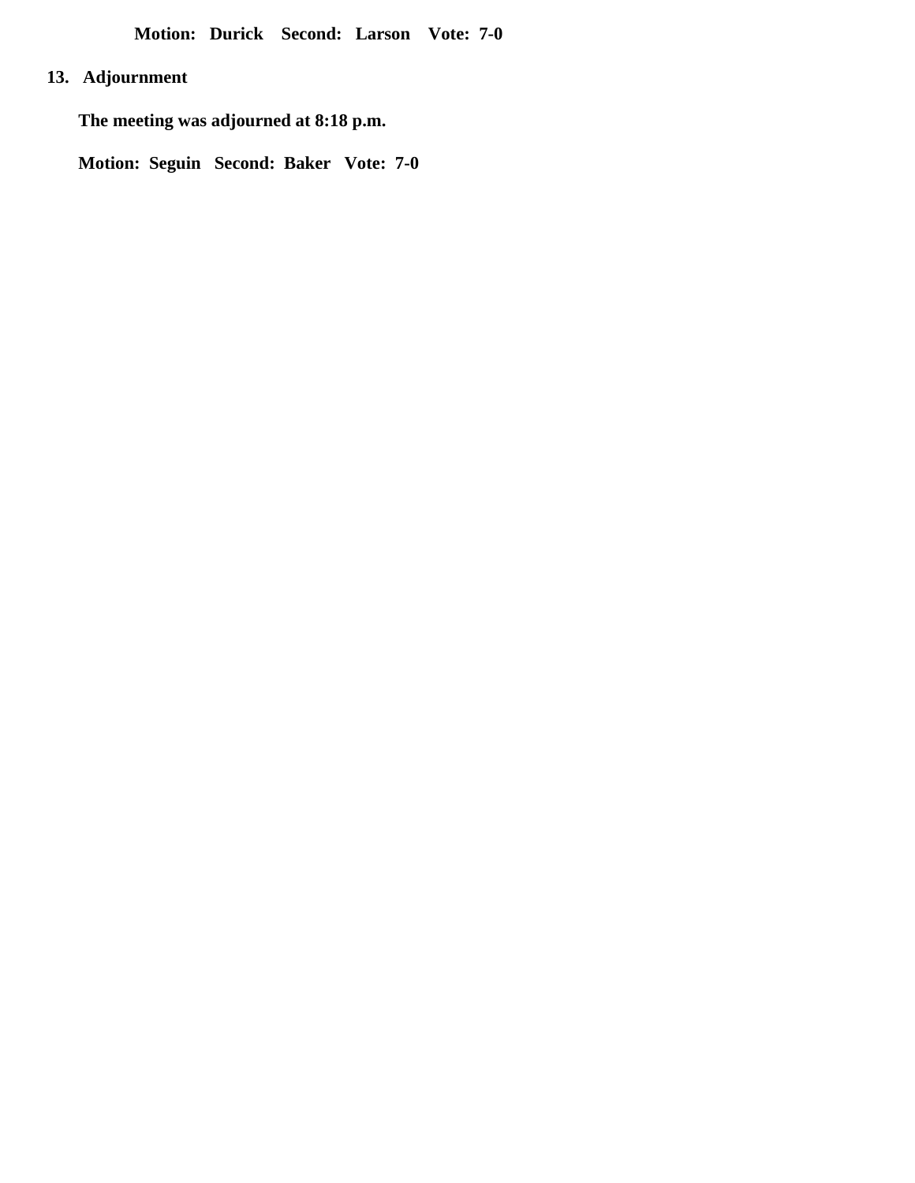**Motion: Durick Second: Larson Vote: 7-0**

**13. Adjournment**

**The meeting was adjourned at 8:18 p.m.**

**Motion: Seguin Second: Baker Vote: 7-0**